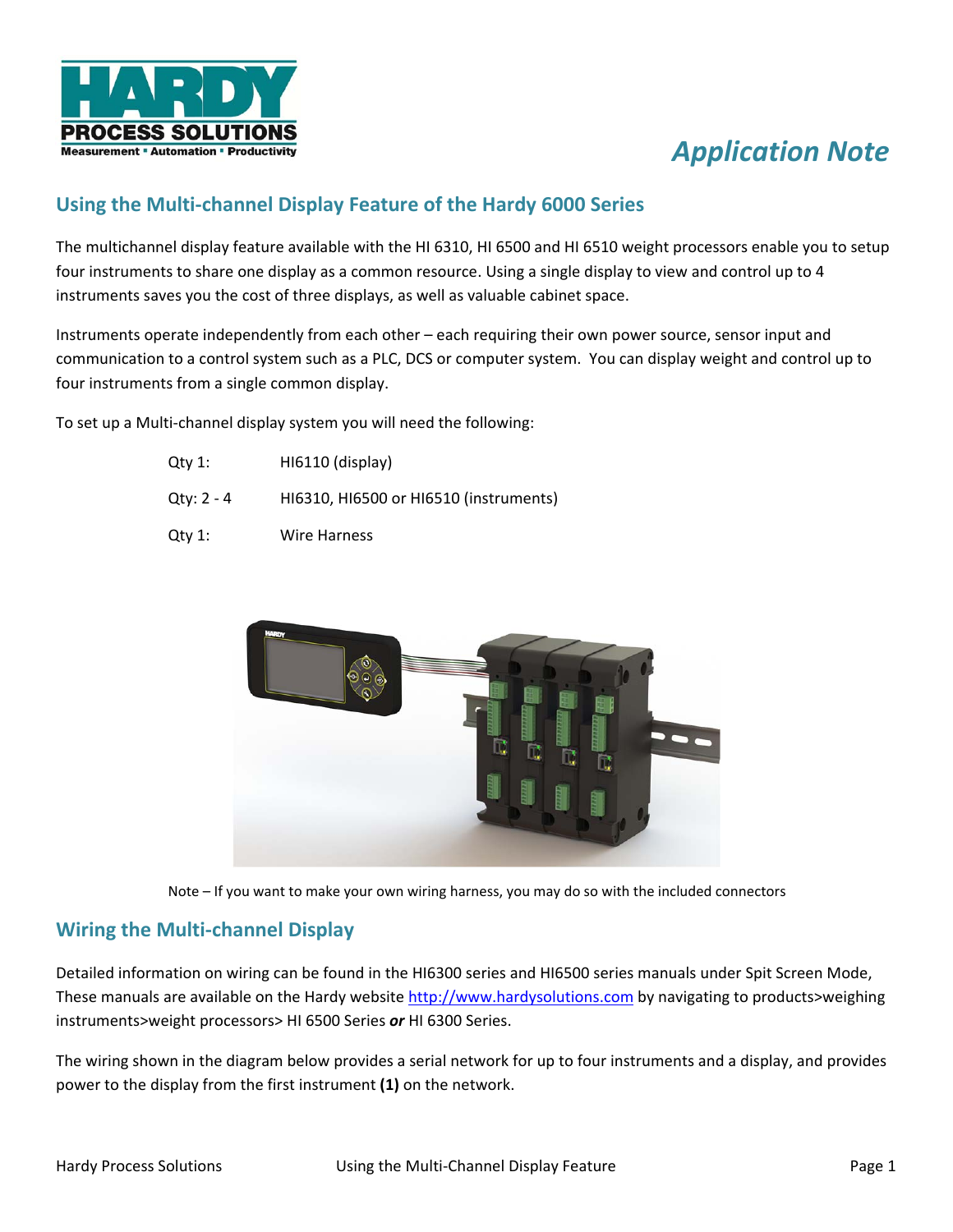# Application Note

## Using the Multi-channel Display Feature of the Hardy 6000 Series

The multichannel display feature available with the HI 6310, HI 6500 and HI 6510 weight processors enable you to setup four instruments to share one display as a common resource. Using a single display to view and control up to 4 instruments saves you the cost of three displays, as well as valuable cabinet space.

Instruments operate independently from each other – each requiring their own power source, sensor input and communication to a control system such as a PLC, DCS or computer system. You can display weight and control up to four instruments from a single common display.

To set up a Multi-channel display system you will need the following:

| | |
|---|---|
| Qty 1: | HI6110 (display) |
| Qty: 2 - 4 | HI6310, HI6500 or HI6510 (instruments) |
| Qty 1: | Wire Harness |

Note – If you want to make your own wiring harness, you may do so with the included connectors

## Wiring the Multi-channel Display

Detailed information on wiring can be found in the HI6300 series and HI6500 series manuals under Spit Screen Mode, These manuals are available on the Hardy website http://www.hardysolutions.com by navigating to products>weighing instruments>weight processors> HI 6500 Series ***or*** HI 6300 Series.

The wiring shown in the diagram below provides a serial network for up to four instruments and a display, and provides power to the display from the first instrument **(1)** on the network.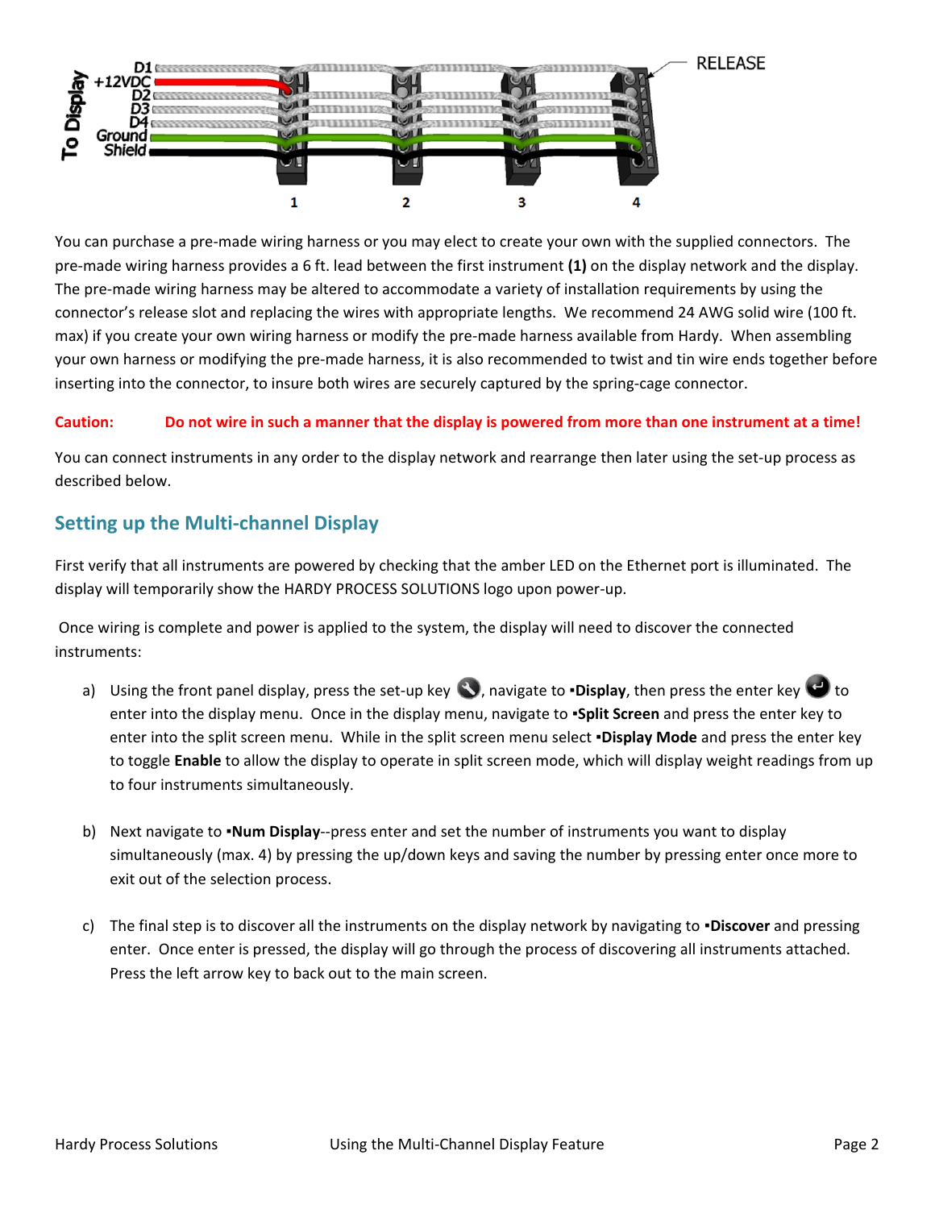You can purchase a pre-made wiring harness or you may elect to create your own with the supplied connectors. The pre-made wiring harness provides a 6 ft. lead between the first instrument **(1)** on the display network and the display. The pre-made wiring harness may be altered to accommodate a variety of installation requirements by using the connector's release slot and replacing the wires with appropriate lengths. We recommend 24 AWG solid wire (100 ft. max) if you create your own wiring harness or modify the pre-made harness available from Hardy. When assembling your own harness or modifying the pre-made harness, it is also recommended to twist and tin wire ends together before inserting into the connector, to insure both wires are securely captured by the spring-cage connector.

**Caution: Do not wire in such a manner that the display is powered from more than one instrument at a time!**

You can connect instruments in any order to the display network and rearrange then later using the set-up process as described below.

## Setting up the Multi-channel Display

First verify that all instruments are powered by checking that the amber LED on the Ethernet port is illuminated. The display will temporarily show the HARDY PROCESS SOLUTIONS logo upon power-up.

Once wiring is complete and power is applied to the system, the display will need to discover the connected instruments:

a) Using the front panel display, press the set-up key, navigate to **▪Display**, then press the enter key to enter into the display menu. Once in the display menu, navigate to **▪Split Screen** and press the enter key to enter into the split screen menu. While in the split screen menu select **▪Display Mode** and press the enter key to toggle **Enable** to allow the display to operate in split screen mode, which will display weight readings from up to four instruments simultaneously.

b) Next navigate to **▪Num Display**--press enter and set the number of instruments you want to display simultaneously (max. 4) by pressing the up/down keys and saving the number by pressing enter once more to exit out of the selection process.

c) The final step is to discover all the instruments on the display network by navigating to **▪Discover** and pressing enter. Once enter is pressed, the display will go through the process of discovering all instruments attached. Press the left arrow key to back out to the main screen.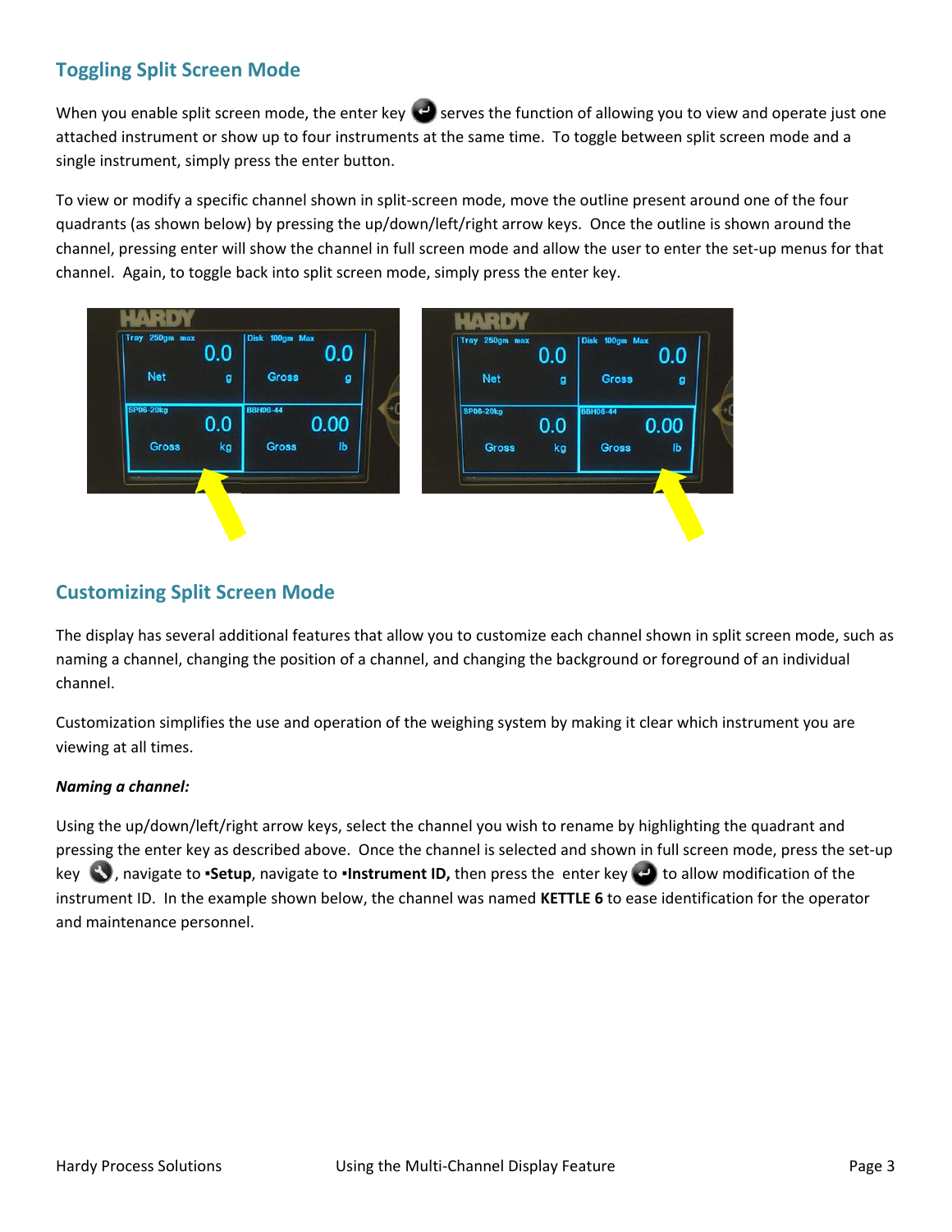## Toggling Split Screen Mode

When you enable split screen mode, the enter key serves the function of allowing you to view and operate just one attached instrument or show up to four instruments at the same time. To toggle between split screen mode and a single instrument, simply press the enter button.

To view or modify a specific channel shown in split-screen mode, move the outline present around one of the four quadrants (as shown below) by pressing the up/down/left/right arrow keys. Once the outline is shown around the channel, pressing enter will show the channel in full screen mode and allow the user to enter the set-up menus for that channel. Again, to toggle back into split screen mode, simply press the enter key.

## Customizing Split Screen Mode

The display has several additional features that allow you to customize each channel shown in split screen mode, such as naming a channel, changing the position of a channel, and changing the background or foreground of an individual channel.

Customization simplifies the use and operation of the weighing system by making it clear which instrument you are viewing at all times.

***Naming a channel:***

Using the up/down/left/right arrow keys, select the channel you wish to rename by highlighting the quadrant and pressing the enter key as described above. Once the channel is selected and shown in full screen mode, press the set-up key , navigate to **▪Setup**, navigate to **▪Instrument ID,** then press the enter key to allow modification of the instrument ID. In the example shown below, the channel was named **KETTLE 6** to ease identification for the operator and maintenance personnel.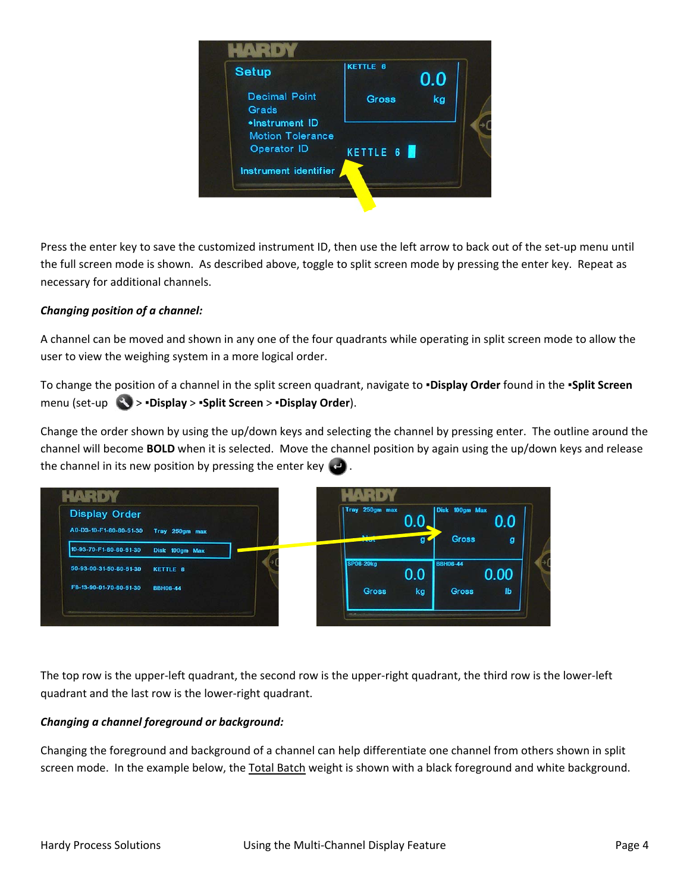Press the enter key to save the customized instrument ID, then use the left arrow to back out of the set-up menu until the full screen mode is shown. As described above, toggle to split screen mode by pressing the enter key. Repeat as necessary for additional channels.

***Changing position of a channel:***

A channel can be moved and shown in any one of the four quadrants while operating in split screen mode to allow the user to view the weighing system in a more logical order.

To change the position of a channel in the split screen quadrant, navigate to **▪Display Order** found in the **▪Split Screen** menu (set-up > **▪Display** > **▪Split Screen** > **▪Display Order**).

Change the order shown by using the up/down keys and selecting the channel by pressing enter. The outline around the channel will become **BOLD** when it is selected. Move the channel position by again using the up/down keys and release the channel in its new position by pressing the enter key .

The top row is the upper-left quadrant, the second row is the upper-right quadrant, the third row is the lower-left quadrant and the last row is the lower-right quadrant.

***Changing a channel foreground or background:***

Changing the foreground and background of a channel can help differentiate one channel from others shown in split screen mode. In the example below, the Total Batch weight is shown with a black foreground and white background.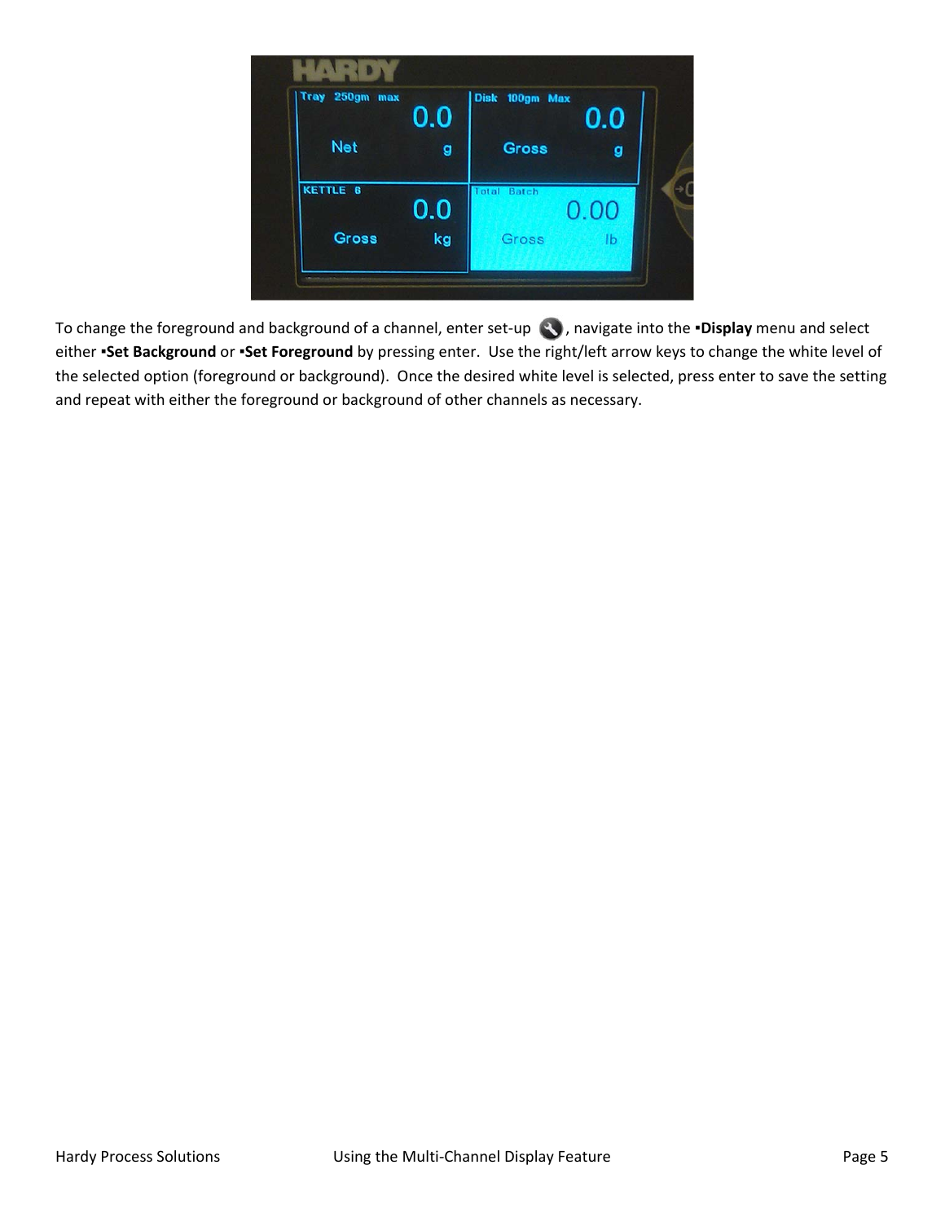To change the foreground and background of a channel, enter set-up , navigate into the ▪**Display** menu and select either ▪**Set Background** or ▪**Set Foreground** by pressing enter. Use the right/left arrow keys to change the white level of the selected option (foreground or background). Once the desired white level is selected, press enter to save the setting and repeat with either the foreground or background of other channels as necessary.